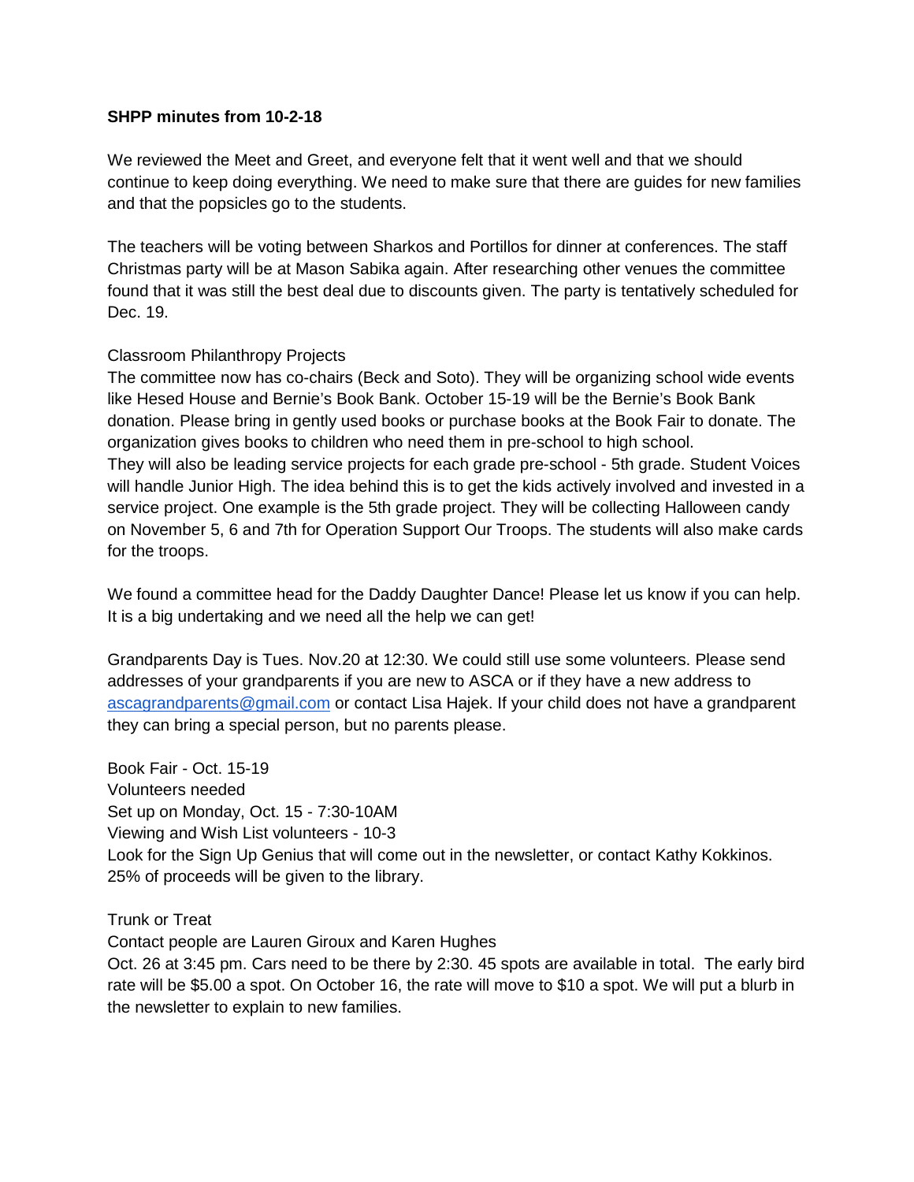**SHPP minutes from 10-2-18**

We reviewed the Meet and Greet, and everyone felt that it went well and that we should continue to keep doing everything. We need to make sure that there are guides for new families and that the popsicles go to the students.

The teachers will be voting between Sharkos and Portillos for dinner at conferences. The staff Christmas party will be at Mason Sabika again. After researching other venues the committee found that it was still the best deal due to discounts given. The party is tentatively scheduled for Dec. 19.

Classroom Philanthropy Projects
The committee now has co-chairs (Beck and Soto). They will be organizing school wide events like Hesed House and Bernie's Book Bank. October 15-19 will be the Bernie's Book Bank donation. Please bring in gently used books or purchase books at the Book Fair to donate. The organization gives books to children who need them in pre-school to high school.
They will also be leading service projects for each grade pre-school - 5th grade. Student Voices will handle Junior High. The idea behind this is to get the kids actively involved and invested in a service project. One example is the 5th grade project. They will be collecting Halloween candy on November 5, 6 and 7th for Operation Support Our Troops. The students will also make cards for the troops.

We found a committee head for the Daddy Daughter Dance! Please let us know if you can help. It is a big undertaking and we need all the help we can get!

Grandparents Day is Tues. Nov.20 at 12:30. We could still use some volunteers. Please send addresses of your grandparents if you are new to ASCA or if they have a new address to ascagrandparents@gmail.com or contact Lisa Hajek. If your child does not have a grandparent they can bring a special person, but no parents please.

Book Fair - Oct. 15-19
Volunteers needed
Set up on Monday, Oct. 15 - 7:30-10AM
Viewing and Wish List volunteers - 10-3
Look for the Sign Up Genius that will come out in the newsletter, or contact Kathy Kokkinos.
25% of proceeds will be given to the library.

Trunk or Treat
Contact people are Lauren Giroux and Karen Hughes
Oct. 26 at 3:45 pm. Cars need to be there by 2:30. 45 spots are available in total. The early bird rate will be $5.00 a spot. On October 16, the rate will move to $10 a spot. We will put a blurb in the newsletter to explain to new families.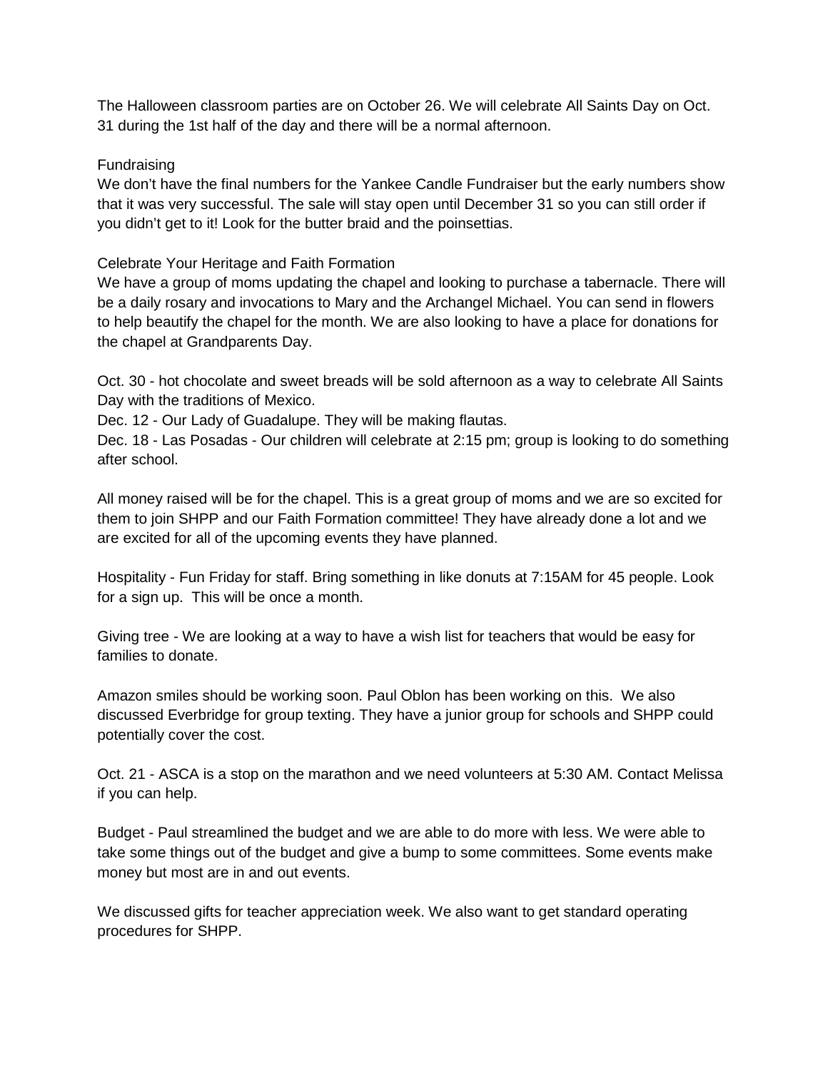The Halloween classroom parties are on October 26. We will celebrate All Saints Day on Oct. 31 during the 1st half of the day and there will be a normal afternoon.

Fundraising
We don't have the final numbers for the Yankee Candle Fundraiser but the early numbers show that it was very successful. The sale will stay open until December 31 so you can still order if you didn't get to it! Look for the butter braid and the poinsettias.

Celebrate Your Heritage and Faith Formation
We have a group of moms updating the chapel and looking to purchase a tabernacle. There will be a daily rosary and invocations to Mary and the Archangel Michael. You can send in flowers to help beautify the chapel for the month. We are also looking to have a place for donations for the chapel at Grandparents Day.

Oct. 30 - hot chocolate and sweet breads will be sold afternoon as a way to celebrate All Saints Day with the traditions of Mexico.
Dec. 12 - Our Lady of Guadalupe. They will be making flautas.
Dec. 18 - Las Posadas - Our children will celebrate at 2:15 pm; group is looking to do something after school.

All money raised will be for the chapel. This is a great group of moms and we are so excited for them to join SHPP and our Faith Formation committee! They have already done a lot and we are excited for all of the upcoming events they have planned.

Hospitality - Fun Friday for staff. Bring something in like donuts at 7:15AM for 45 people. Look for a sign up. This will be once a month.

Giving tree - We are looking at a way to have a wish list for teachers that would be easy for families to donate.

Amazon smiles should be working soon. Paul Oblon has been working on this. We also discussed Everbridge for group texting. They have a junior group for schools and SHPP could potentially cover the cost.

Oct. 21 - ASCA is a stop on the marathon and we need volunteers at 5:30 AM. Contact Melissa if you can help.

Budget - Paul streamlined the budget and we are able to do more with less. We were able to take some things out of the budget and give a bump to some committees. Some events make money but most are in and out events.

We discussed gifts for teacher appreciation week. We also want to get standard operating procedures for SHPP.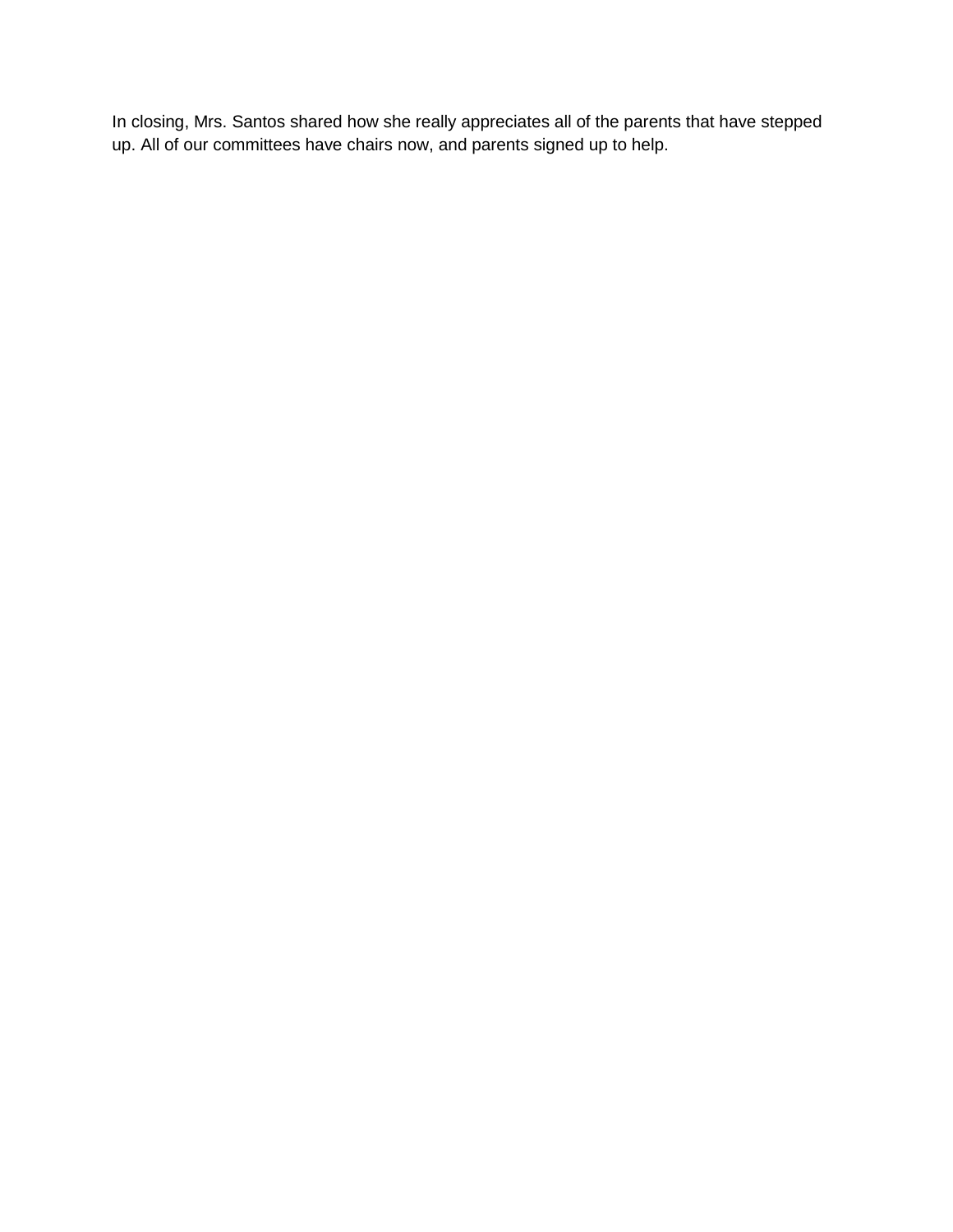In closing, Mrs. Santos shared how she really appreciates all of the parents that have stepped up. All of our committees have chairs now, and parents signed up to help.